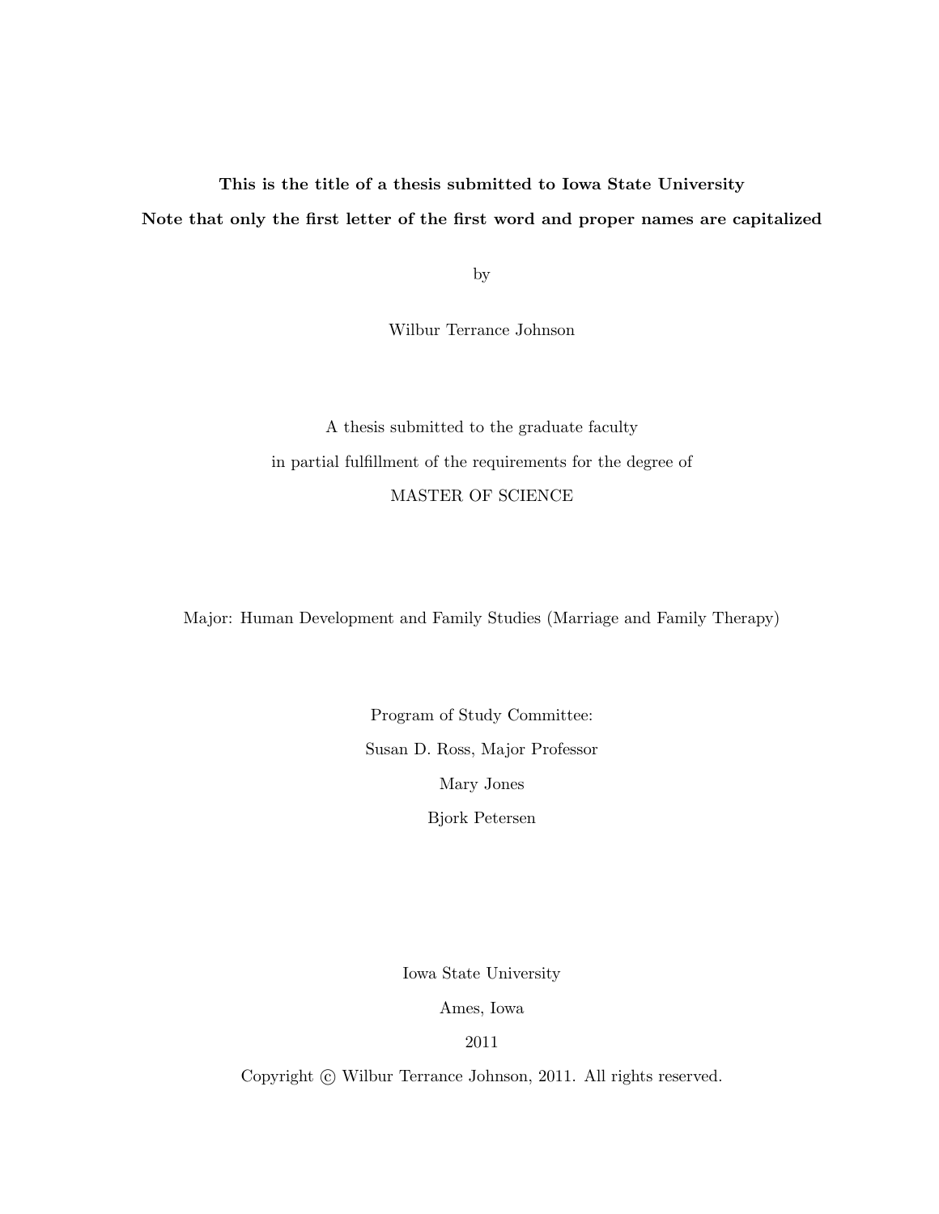**This is the title of a thesis submitted to Iowa State University**

**Note that only the first letter of the first word and proper names are capitalized**

by

Wilbur Terrance Johnson

A thesis submitted to the graduate faculty

in partial fulfillment of the requirements for the degree of

MASTER OF SCIENCE

Major: Human Development and Family Studies (Marriage and Family Therapy)

Program of Study Committee:

Susan D. Ross, Major Professor

Mary Jones

Bjork Petersen

Iowa State University

Ames, Iowa

2011

Copyright © Wilbur Terrance Johnson, 2011. All rights reserved.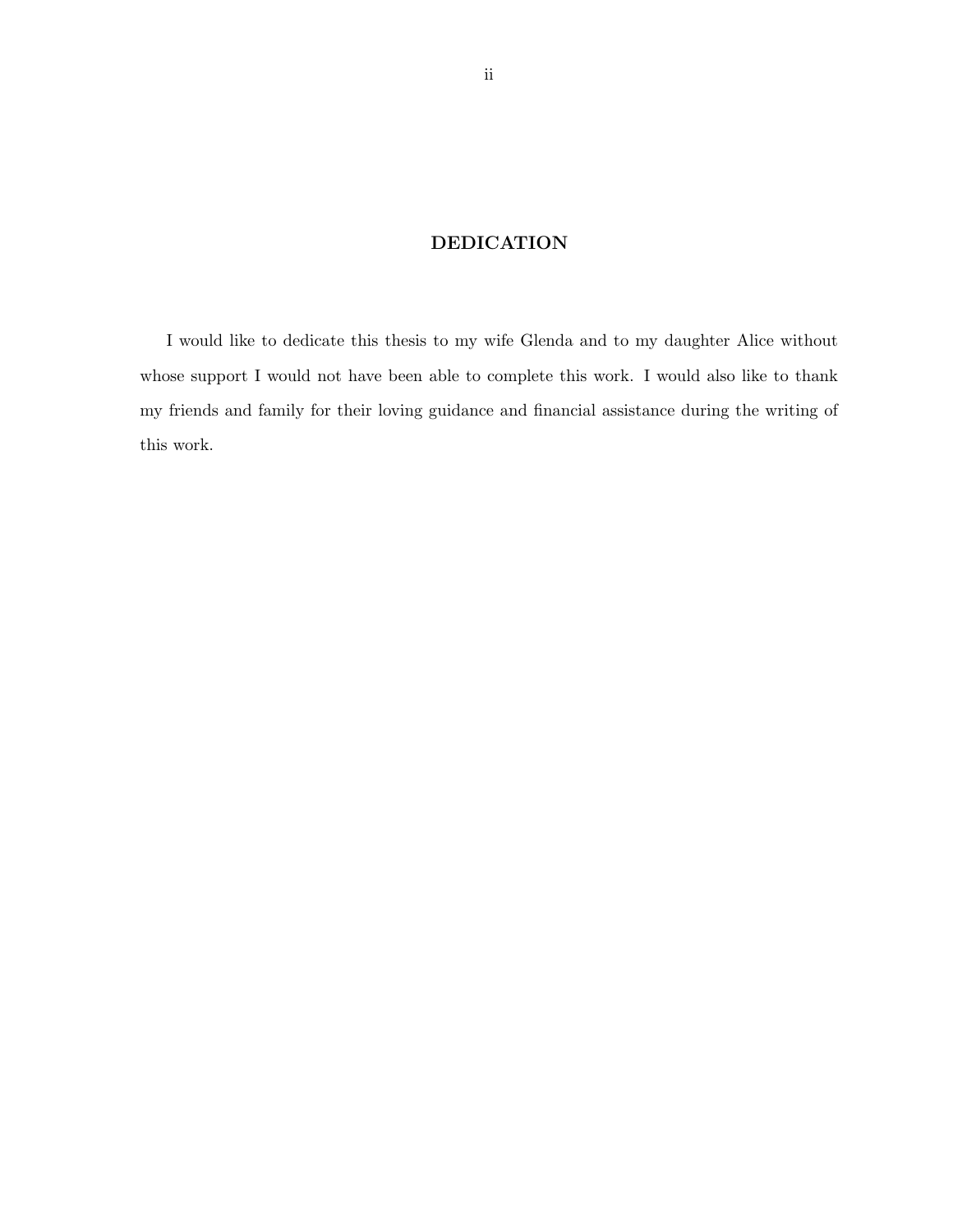# DEDICATION

I would like to dedicate this thesis to my wife Glenda and to my daughter Alice without whose support I would not have been able to complete this work. I would also like to thank my friends and family for their loving guidance and financial assistance during the writing of this work.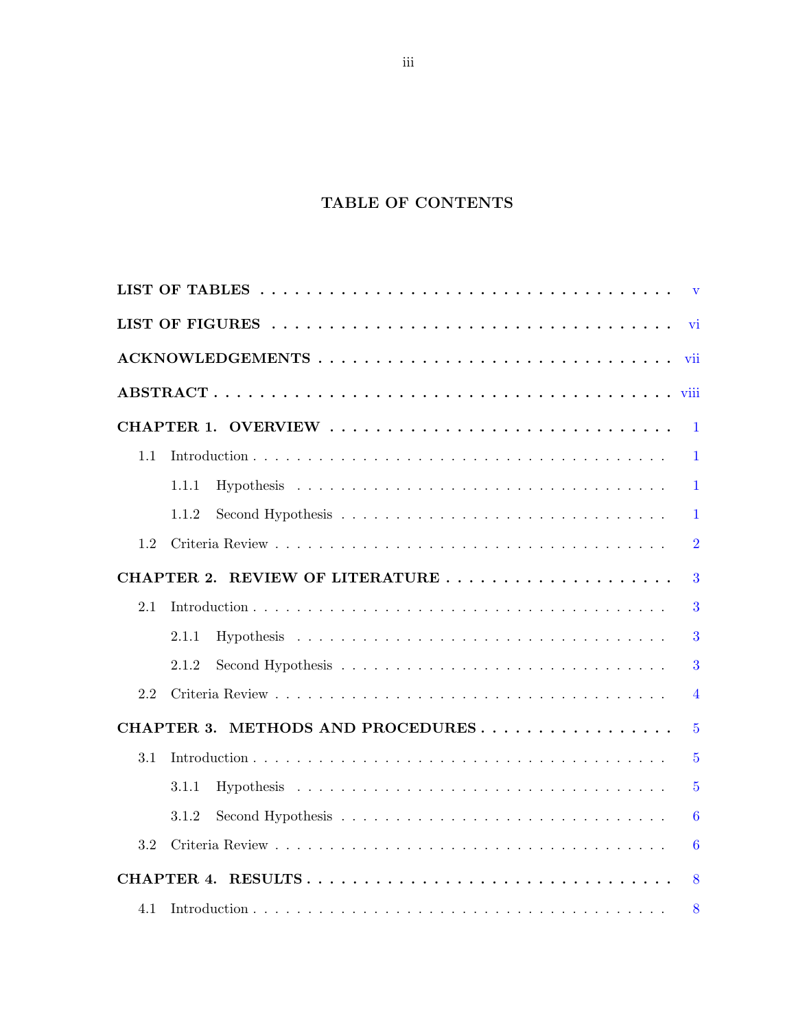# TABLE OF CONTENTS

**LIST OF TABLES** . . . . . . . . . . v

**LIST OF FIGURES** . . . . . . . . . . vi

**ACKNOWLEDGEMENTS** . . . . . . . . . . vii

**ABSTRACT** . . . . . . . . . . viii

**CHAPTER 1. OVERVIEW** . . . . . . . . . . 1

- 1.1 Introduction . . . . . . . . . . 1
  - 1.1.1 Hypothesis . . . . . . . . . . 1
  - 1.1.2 Second Hypothesis . . . . . . . . . . 1
- 1.2 Criteria Review . . . . . . . . . . 2

**CHAPTER 2. REVIEW OF LITERATURE** . . . . . . . . . . 3

- 2.1 Introduction . . . . . . . . . . 3
  - 2.1.1 Hypothesis . . . . . . . . . . 3
  - 2.1.2 Second Hypothesis . . . . . . . . . . 3
- 2.2 Criteria Review . . . . . . . . . . 4

**CHAPTER 3. METHODS AND PROCEDURES** . . . . . . . . . . 5

- 3.1 Introduction . . . . . . . . . . 5
  - 3.1.1 Hypothesis . . . . . . . . . . 5
  - 3.1.2 Second Hypothesis . . . . . . . . . . 6
- 3.2 Criteria Review . . . . . . . . . . 6

**CHAPTER 4. RESULTS** . . . . . . . . . . 8

- 4.1 Introduction . . . . . . . . . . 8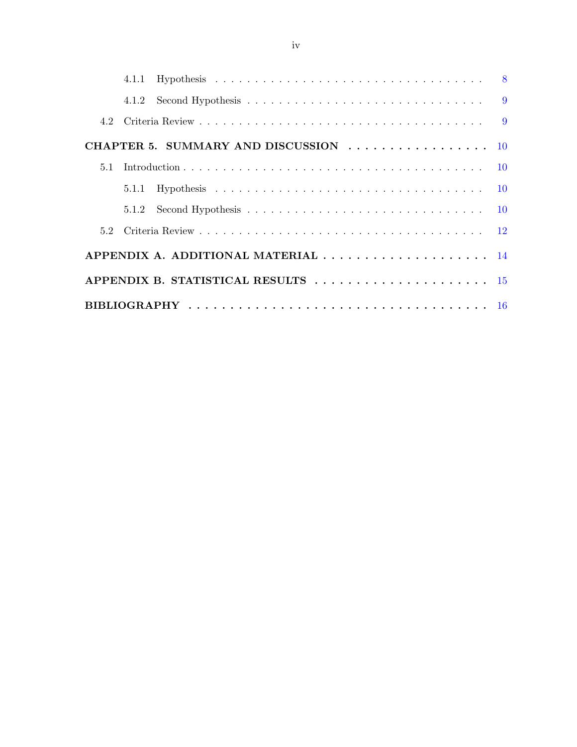- 4.1.1 Hypothesis . . . . . . . . . . 8
- 4.1.2 Second Hypothesis . . . . . . . . . . 9
- 4.2 Criteria Review . . . . . . . . . . 9

**CHAPTER 5. SUMMARY AND DISCUSSION . . . . . . . . . . 10**

- 5.1 Introduction . . . . . . . . . . 10
  - 5.1.1 Hypothesis . . . . . . . . . . 10
  - 5.1.2 Second Hypothesis . . . . . . . . . . 10
- 5.2 Criteria Review . . . . . . . . . . 12

**APPENDIX A. ADDITIONAL MATERIAL . . . . . . . . . . 14**

**APPENDIX B. STATISTICAL RESULTS . . . . . . . . . . 15**

**BIBLIOGRAPHY . . . . . . . . . . 16**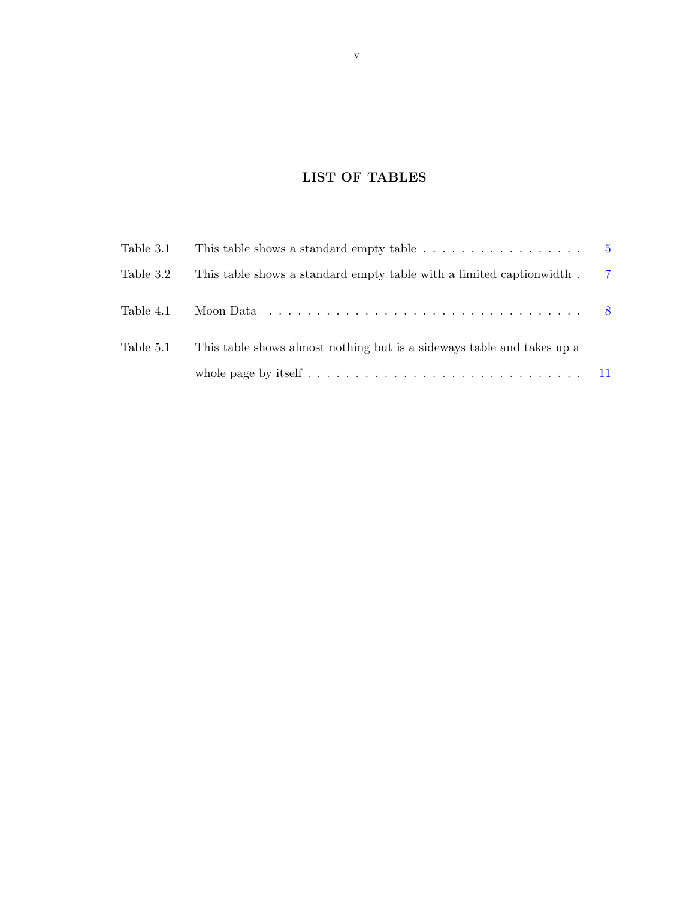# LIST OF TABLES

Table 3.1 This table shows a standard empty table . . . . . . . . . . . . . . . . . . 5

Table 3.2 This table shows a standard empty table with a limited captionwidth . 7

Table 4.1 Moon Data . . . . . . . . . . . . . . . . . . . . . . . . . . . . . . . . 8

Table 5.1 This table shows almost nothing but is a sideways table and takes up a whole page by itself . . . . . . . . . . . . . . . . . . . . . . . . . . . . . 11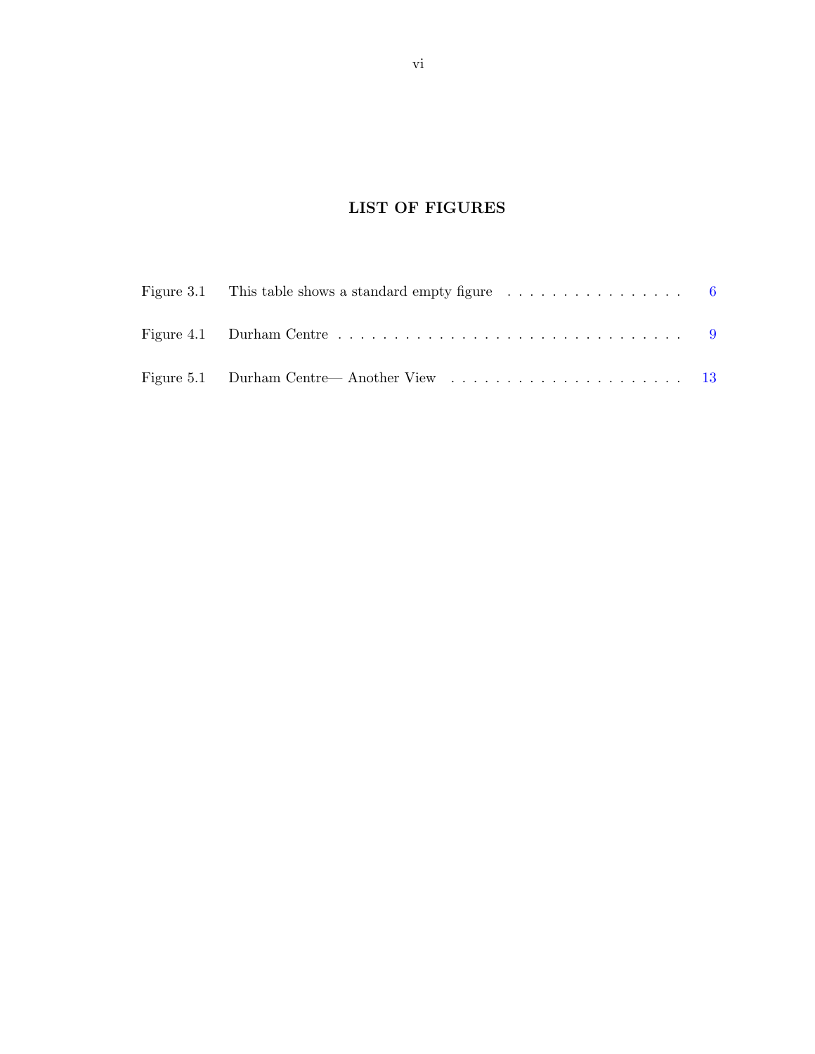## LIST OF FIGURES

| | | |
|---|---|---|
| Figure 3.1 | This table shows a standard empty figure | 6 |
| Figure 4.1 | Durham Centre | 9 |
| Figure 5.1 | Durham Centre— Another View | 13 |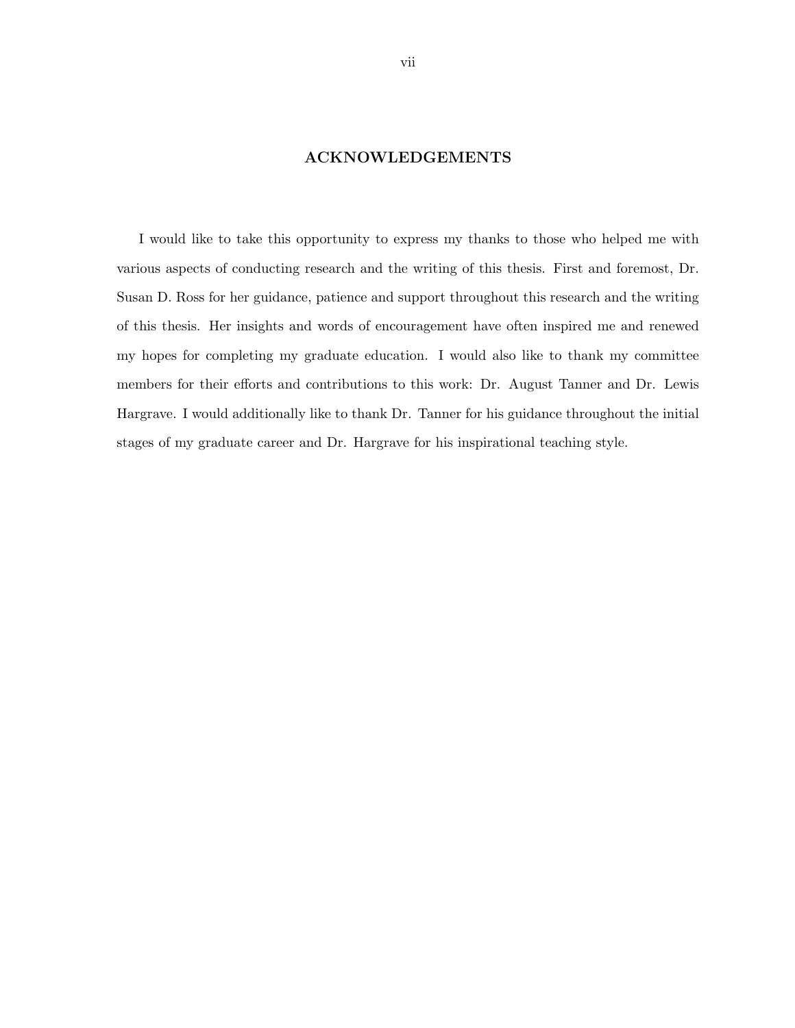## ACKNOWLEDGEMENTS

I would like to take this opportunity to express my thanks to those who helped me with various aspects of conducting research and the writing of this thesis. First and foremost, Dr. Susan D. Ross for her guidance, patience and support throughout this research and the writing of this thesis. Her insights and words of encouragement have often inspired me and renewed my hopes for completing my graduate education. I would also like to thank my committee members for their efforts and contributions to this work: Dr. August Tanner and Dr. Lewis Hargrave. I would additionally like to thank Dr. Tanner for his guidance throughout the initial stages of my graduate career and Dr. Hargrave for his inspirational teaching style.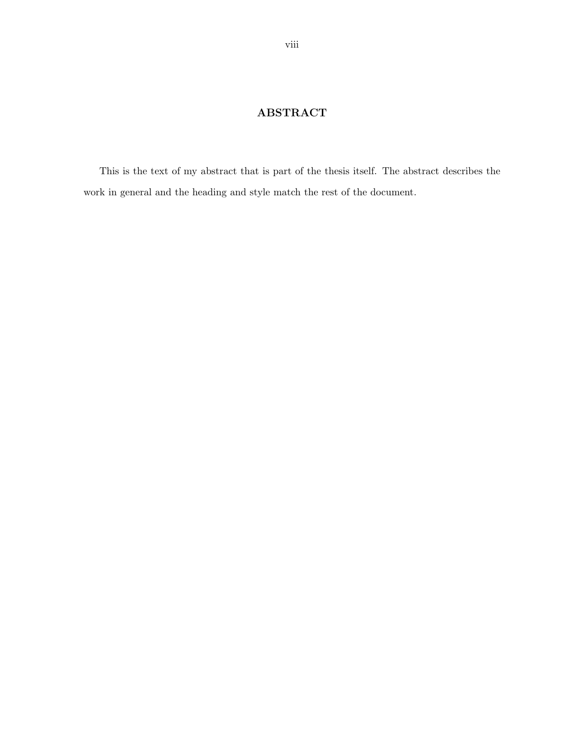# ABSTRACT

This is the text of my abstract that is part of the thesis itself. The abstract describes the work in general and the heading and style match the rest of the document.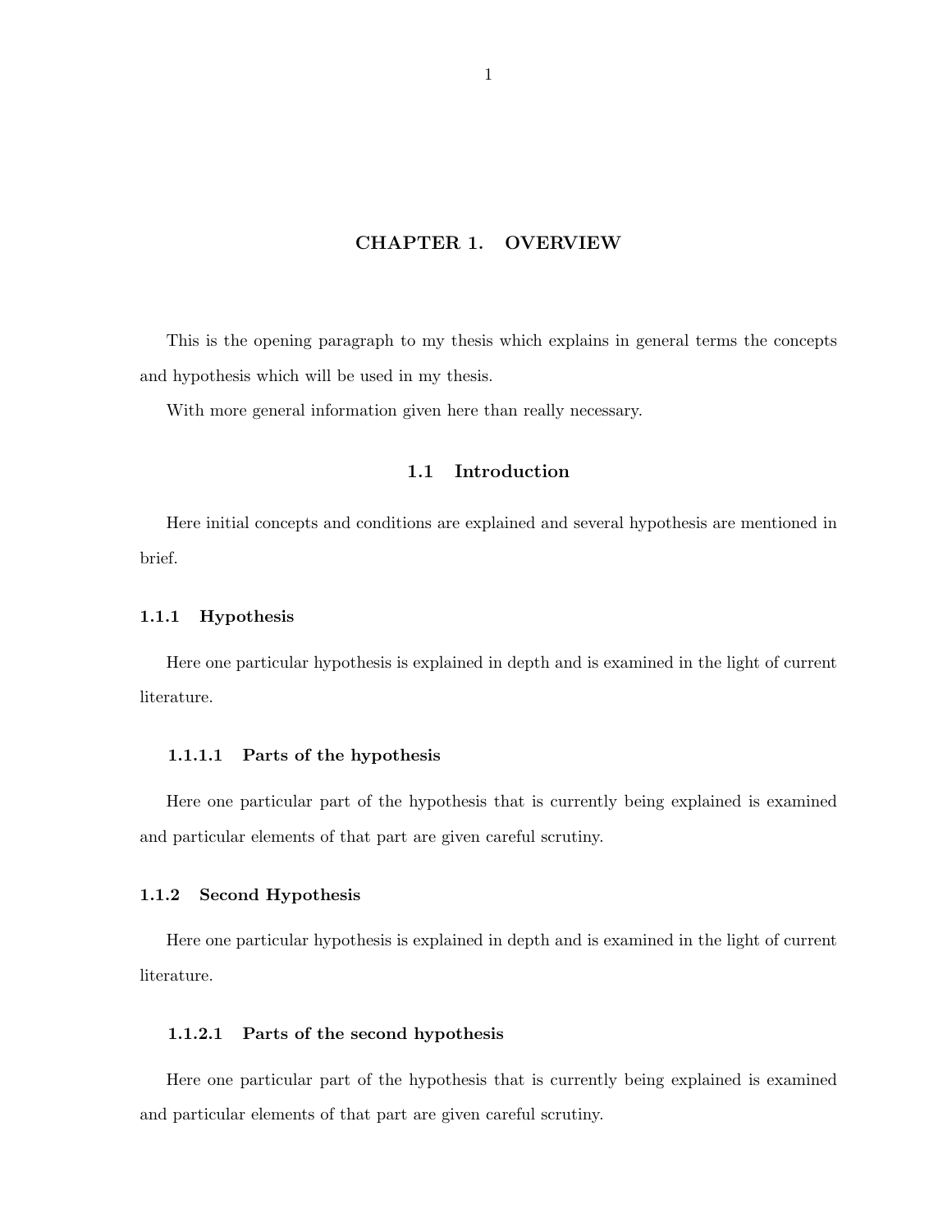# CHAPTER 1. OVERVIEW

This is the opening paragraph to my thesis which explains in general terms the concepts and hypothesis which will be used in my thesis.

With more general information given here than really necessary.

## 1.1 Introduction

Here initial concepts and conditions are explained and several hypothesis are mentioned in brief.

### 1.1.1 Hypothesis

Here one particular hypothesis is explained in depth and is examined in the light of current literature.

#### 1.1.1.1 Parts of the hypothesis

Here one particular part of the hypothesis that is currently being explained is examined and particular elements of that part are given careful scrutiny.

### 1.1.2 Second Hypothesis

Here one particular hypothesis is explained in depth and is examined in the light of current literature.

#### 1.1.2.1 Parts of the second hypothesis

Here one particular part of the hypothesis that is currently being explained is examined and particular elements of that part are given careful scrutiny.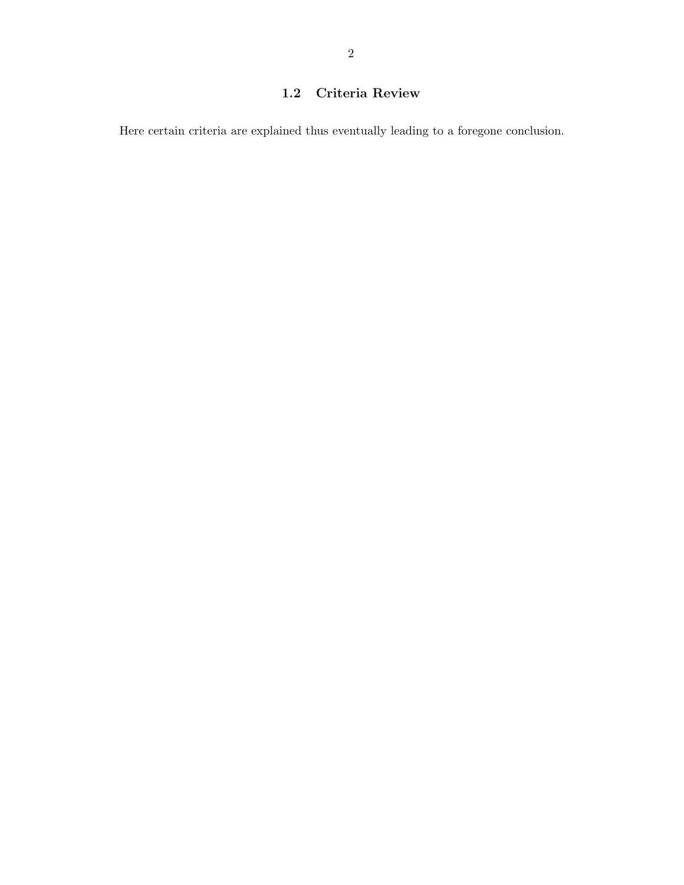## 1.2 Criteria Review

Here certain criteria are explained thus eventually leading to a foregone conclusion.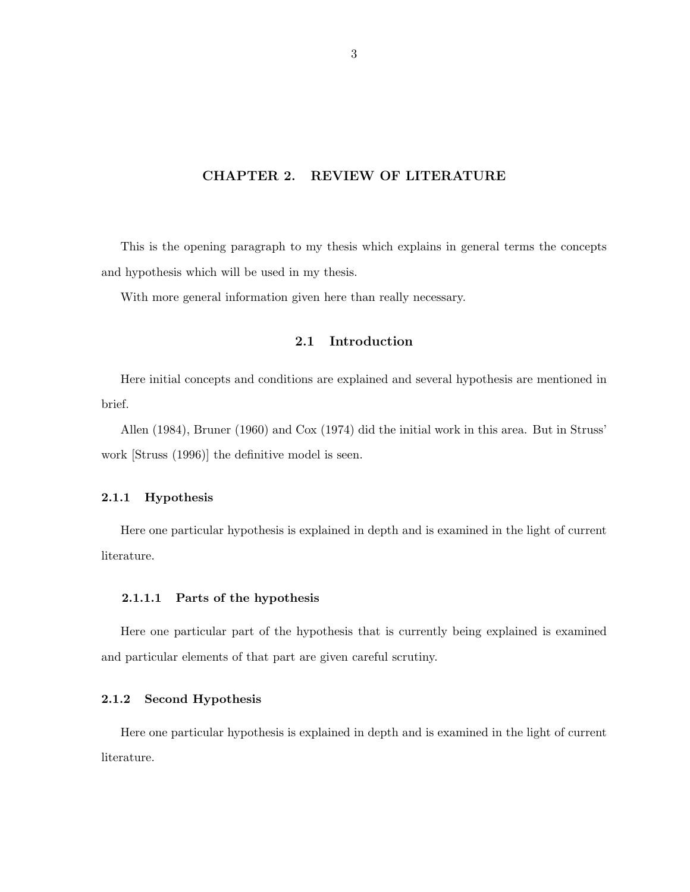# CHAPTER 2. REVIEW OF LITERATURE

This is the opening paragraph to my thesis which explains in general terms the concepts and hypothesis which will be used in my thesis.

With more general information given here than really necessary.

## 2.1 Introduction

Here initial concepts and conditions are explained and several hypothesis are mentioned in brief.

Allen (1984), Bruner (1960) and Cox (1974) did the initial work in this area. But in Struss' work [Struss (1996)] the definitive model is seen.

### 2.1.1 Hypothesis

Here one particular hypothesis is explained in depth and is examined in the light of current literature.

#### 2.1.1.1 Parts of the hypothesis

Here one particular part of the hypothesis that is currently being explained is examined and particular elements of that part are given careful scrutiny.

### 2.1.2 Second Hypothesis

Here one particular hypothesis is explained in depth and is examined in the light of current literature.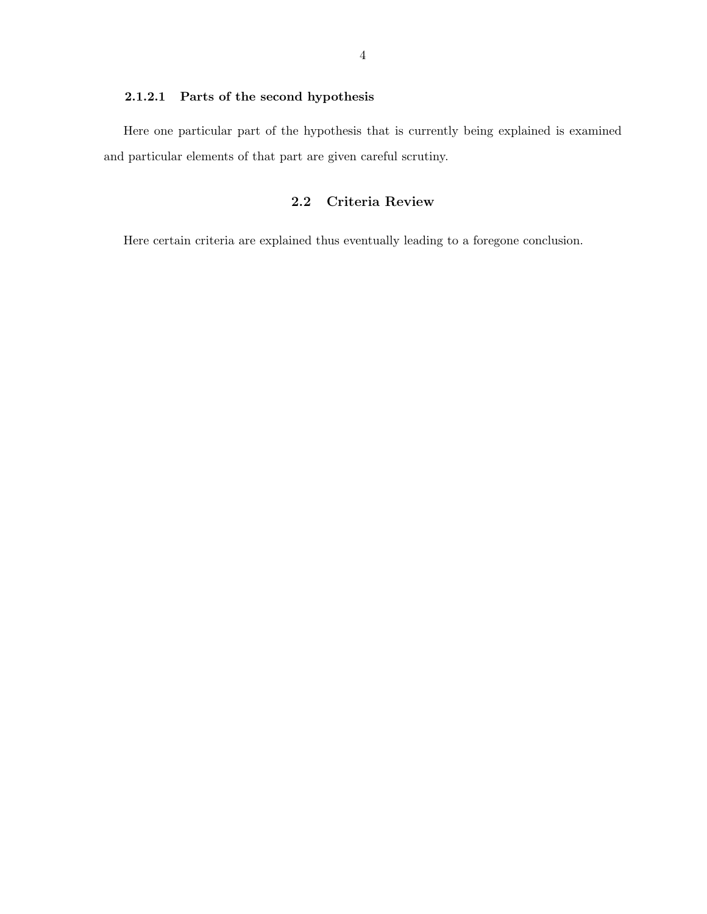#### 2.1.2.1 Parts of the second hypothesis

Here one particular part of the hypothesis that is currently being explained is examined and particular elements of that part are given careful scrutiny.

## 2.2 Criteria Review

Here certain criteria are explained thus eventually leading to a foregone conclusion.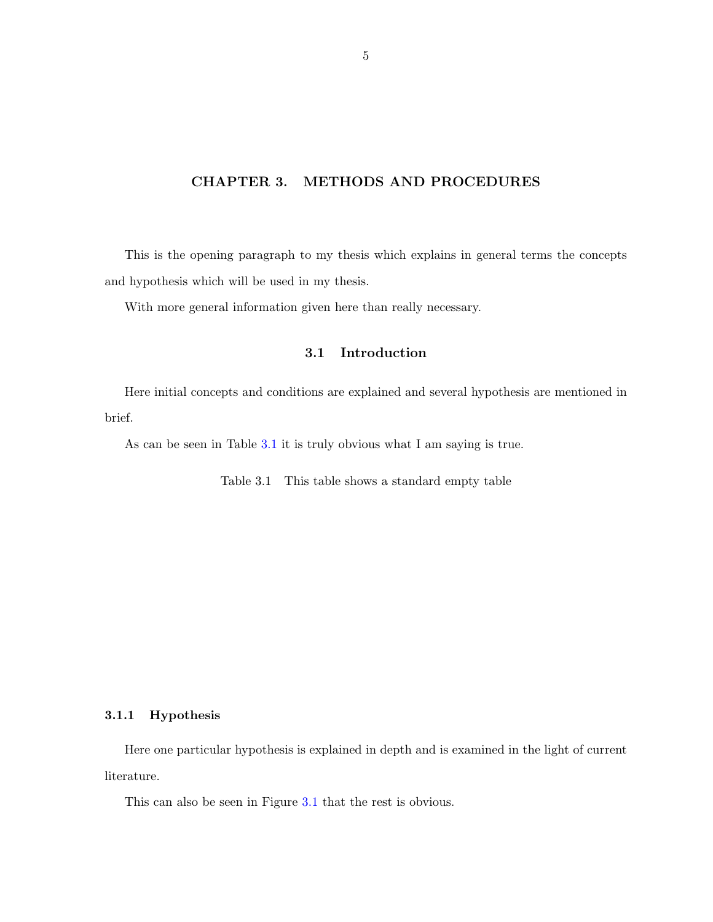# CHAPTER 3. METHODS AND PROCEDURES

This is the opening paragraph to my thesis which explains in general terms the concepts and hypothesis which will be used in my thesis.

With more general information given here than really necessary.

## 3.1 Introduction

Here initial concepts and conditions are explained and several hypothesis are mentioned in brief.

As can be seen in Table 3.1 it is truly obvious what I am saying is true.

Table 3.1 This table shows a standard empty table

### 3.1.1 Hypothesis

Here one particular hypothesis is explained in depth and is examined in the light of current literature.

This can also be seen in Figure 3.1 that the rest is obvious.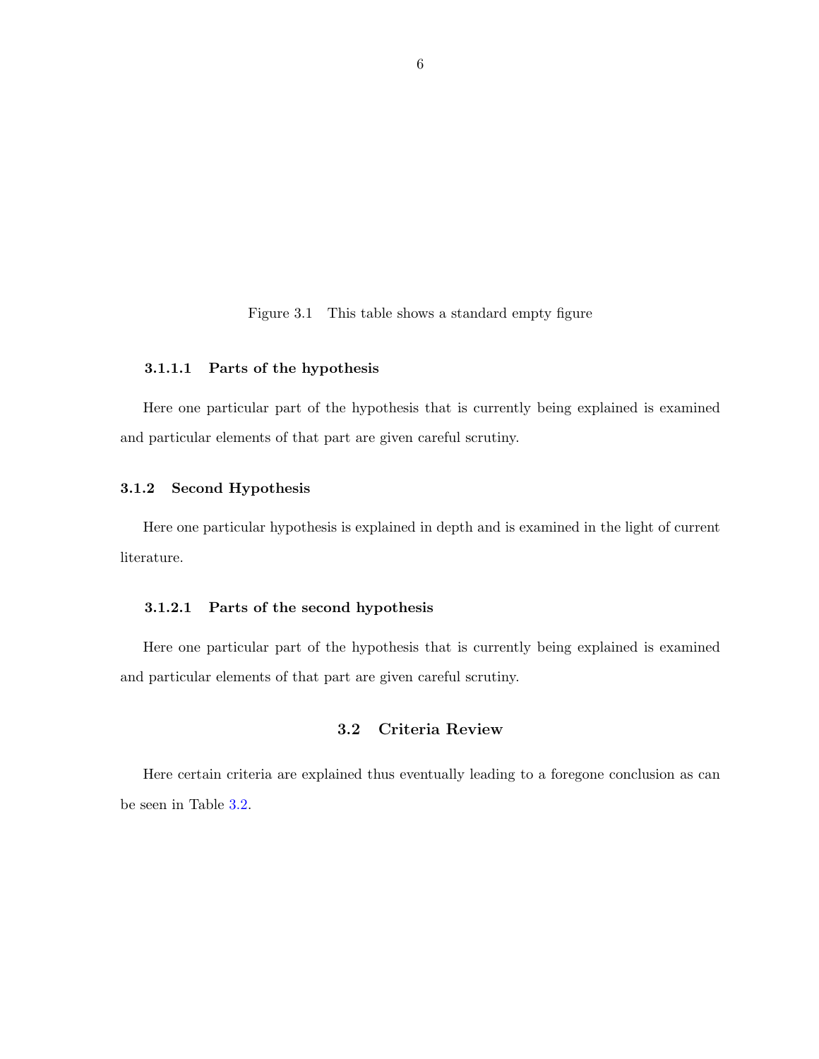Figure 3.1 This table shows a standard empty figure

#### 3.1.1.1 Parts of the hypothesis

Here one particular part of the hypothesis that is currently being explained is examined and particular elements of that part are given careful scrutiny.

### 3.1.2 Second Hypothesis

Here one particular hypothesis is explained in depth and is examined in the light of current literature.

#### 3.1.2.1 Parts of the second hypothesis

Here one particular part of the hypothesis that is currently being explained is examined and particular elements of that part are given careful scrutiny.

## 3.2 Criteria Review

Here certain criteria are explained thus eventually leading to a foregone conclusion as can be seen in Table 3.2.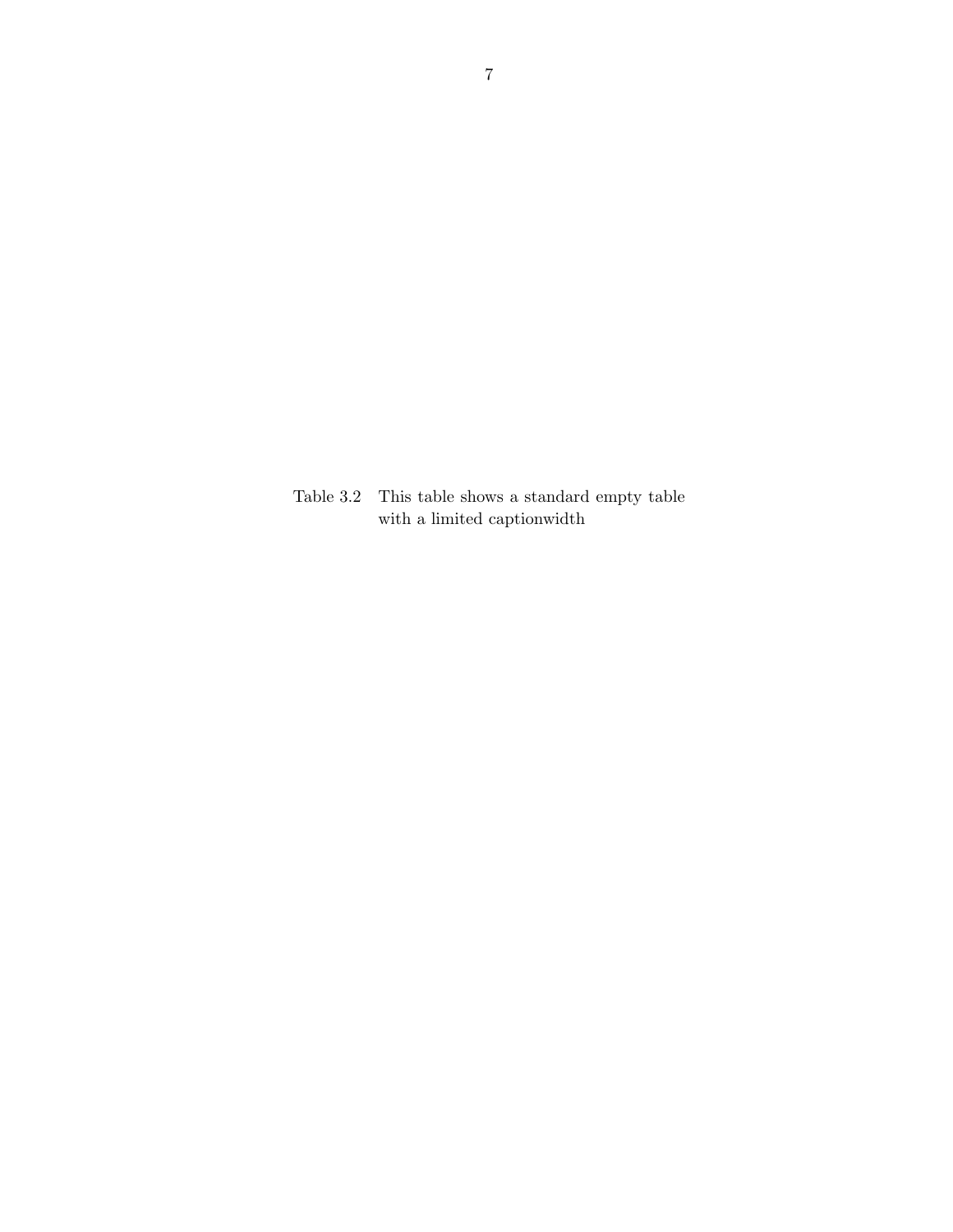Table 3.2 This table shows a standard empty table with a limited captionwidth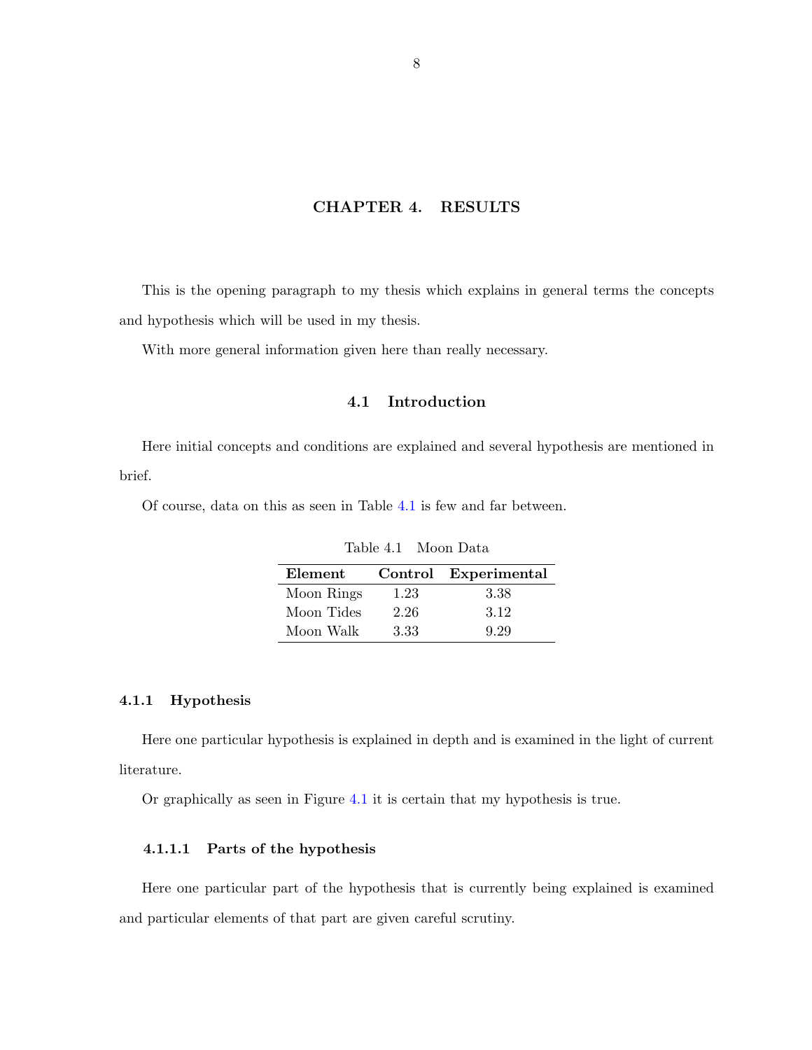# CHAPTER 4. RESULTS

This is the opening paragraph to my thesis which explains in general terms the concepts and hypothesis which will be used in my thesis.

With more general information given here than really necessary.

## 4.1 Introduction

Here initial concepts and conditions are explained and several hypothesis are mentioned in brief.

Of course, data on this as seen in Table 4.1 is few and far between.

Table 4.1 Moon Data

| Element | Control | Experimental |
|---|---|---|
| Moon Rings | 1.23 | 3.38 |
| Moon Tides | 2.26 | 3.12 |
| Moon Walk | 3.33 | 9.29 |

### 4.1.1 Hypothesis

Here one particular hypothesis is explained in depth and is examined in the light of current literature.

Or graphically as seen in Figure 4.1 it is certain that my hypothesis is true.

#### 4.1.1.1 Parts of the hypothesis

Here one particular part of the hypothesis that is currently being explained is examined and particular elements of that part are given careful scrutiny.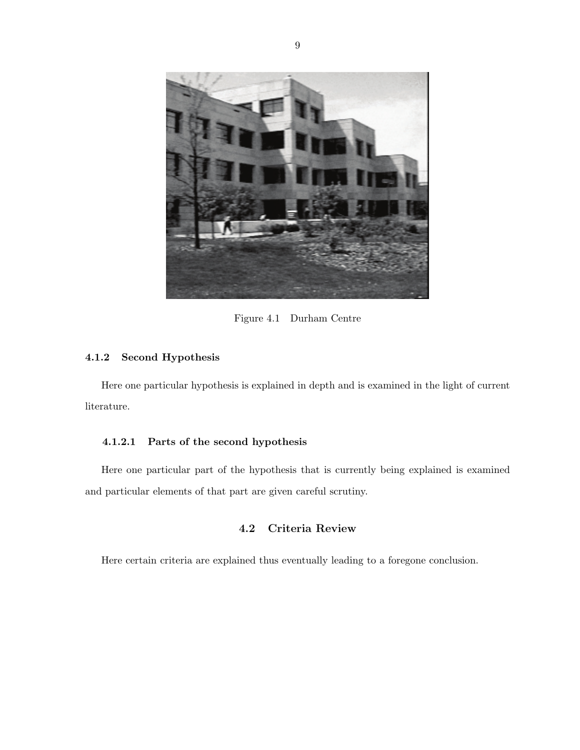Figure 4.1 Durham Centre

### 4.1.2 Second Hypothesis

Here one particular hypothesis is explained in depth and is examined in the light of current literature.

#### 4.1.2.1 Parts of the second hypothesis

Here one particular part of the hypothesis that is currently being explained is examined and particular elements of that part are given careful scrutiny.

## 4.2 Criteria Review

Here certain criteria are explained thus eventually leading to a foregone conclusion.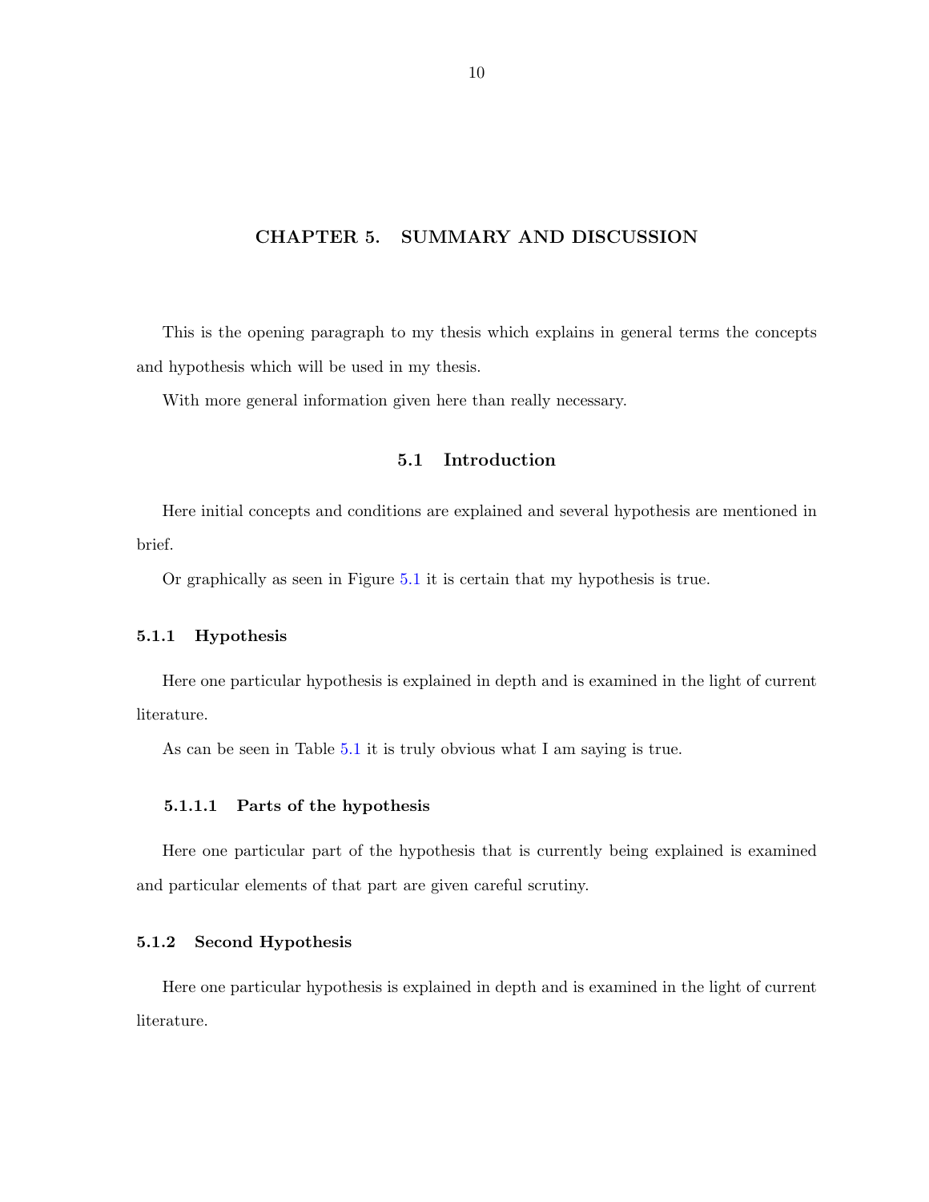# CHAPTER 5. SUMMARY AND DISCUSSION

This is the opening paragraph to my thesis which explains in general terms the concepts and hypothesis which will be used in my thesis.

With more general information given here than really necessary.

## 5.1 Introduction

Here initial concepts and conditions are explained and several hypothesis are mentioned in brief.

Or graphically as seen in Figure 5.1 it is certain that my hypothesis is true.

### 5.1.1 Hypothesis

Here one particular hypothesis is explained in depth and is examined in the light of current literature.

As can be seen in Table 5.1 it is truly obvious what I am saying is true.

#### 5.1.1.1 Parts of the hypothesis

Here one particular part of the hypothesis that is currently being explained is examined and particular elements of that part are given careful scrutiny.

### 5.1.2 Second Hypothesis

Here one particular hypothesis is explained in depth and is examined in the light of current literature.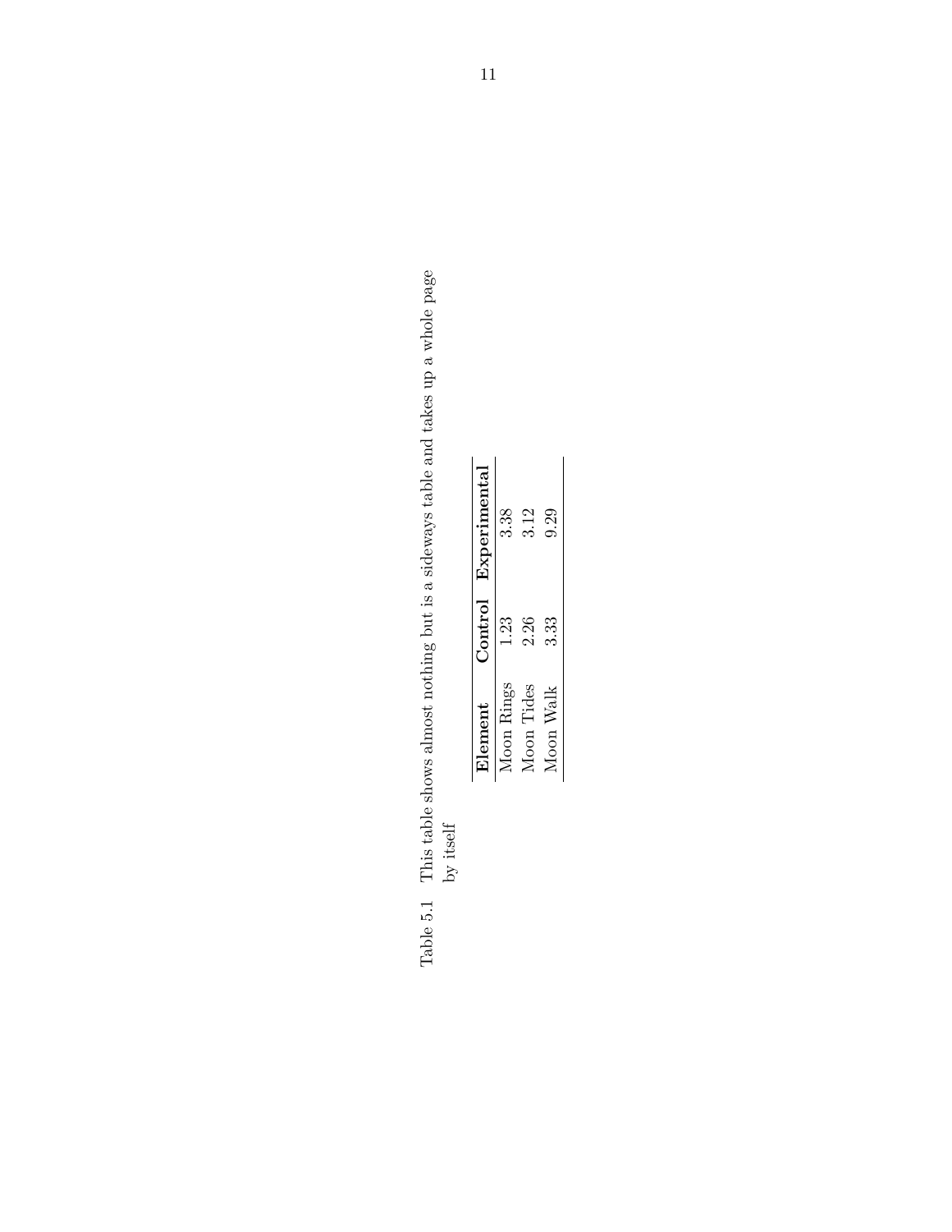Table 5.1 This table shows almost nothing but is a sideways table and takes up a whole page by itself

| **Element** | **Control** | **Experimental** |
|---|---|---|
| Moon Rings | 1.23 | 3.38 |
| Moon Tides | 2.26 | 3.12 |
| Moon Walk | 3.33 | 9.29 |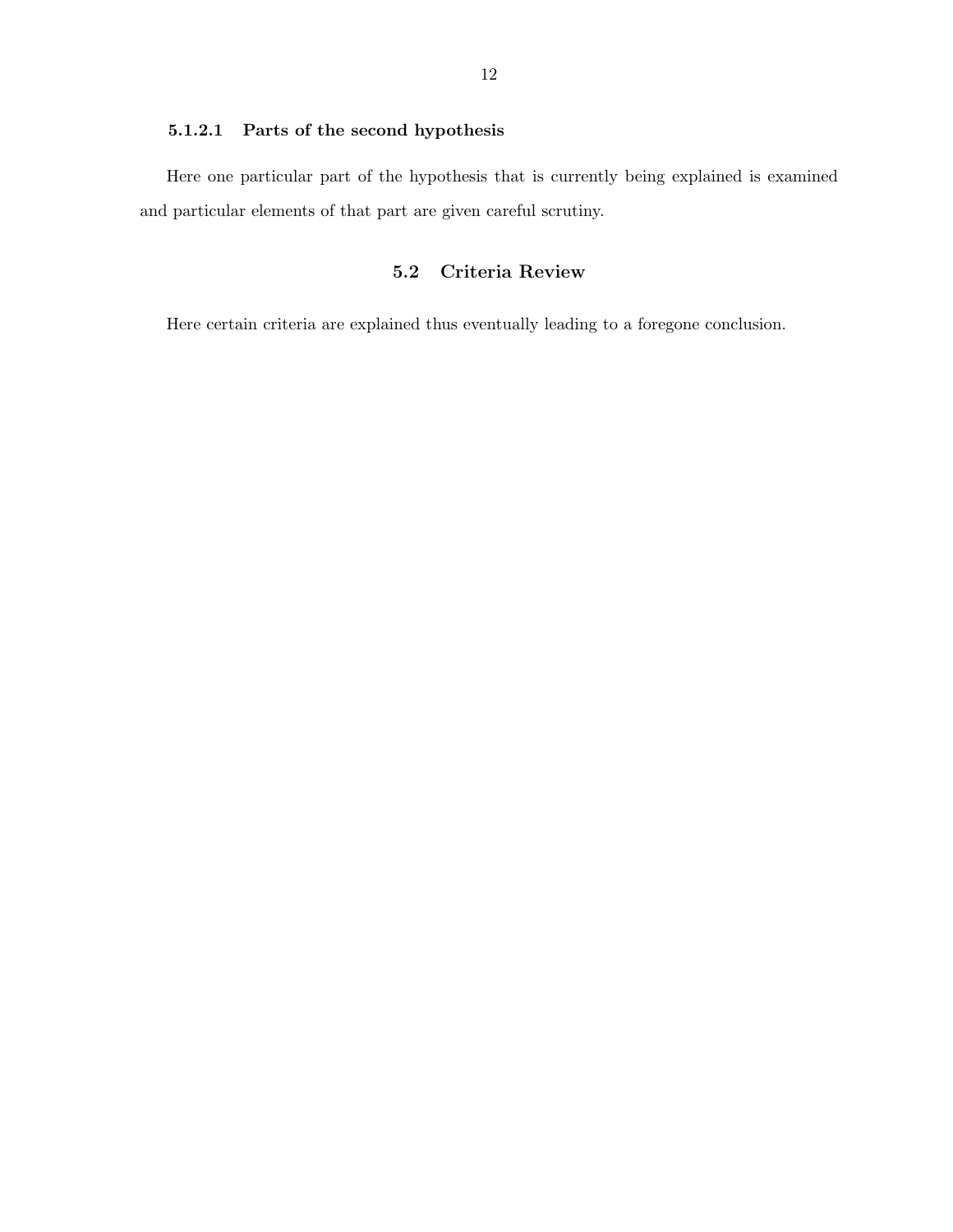#### 5.1.2.1 Parts of the second hypothesis

Here one particular part of the hypothesis that is currently being explained is examined and particular elements of that part are given careful scrutiny.

## 5.2 Criteria Review

Here certain criteria are explained thus eventually leading to a foregone conclusion.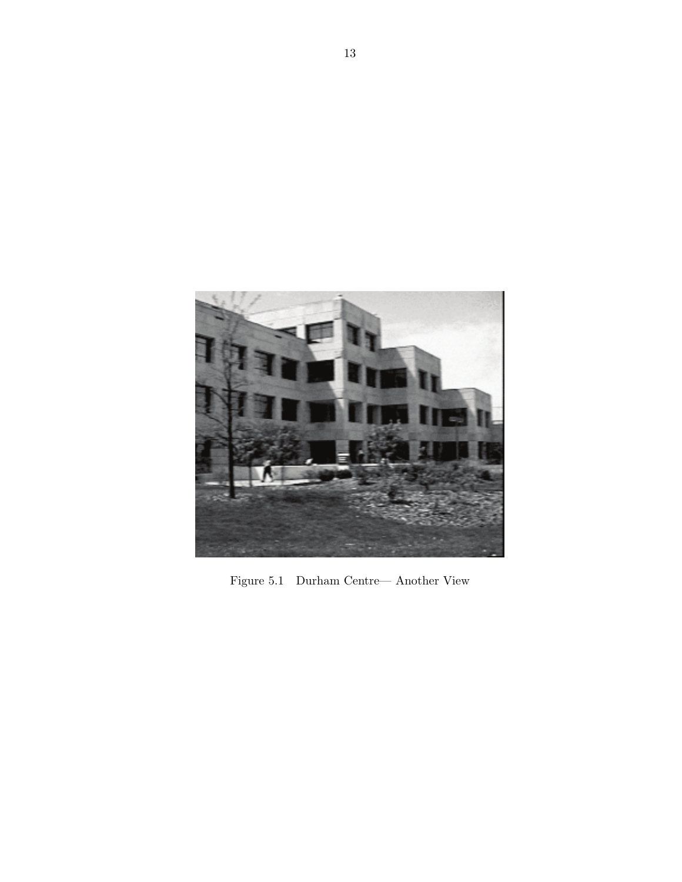Figure 5.1 Durham Centre— Another View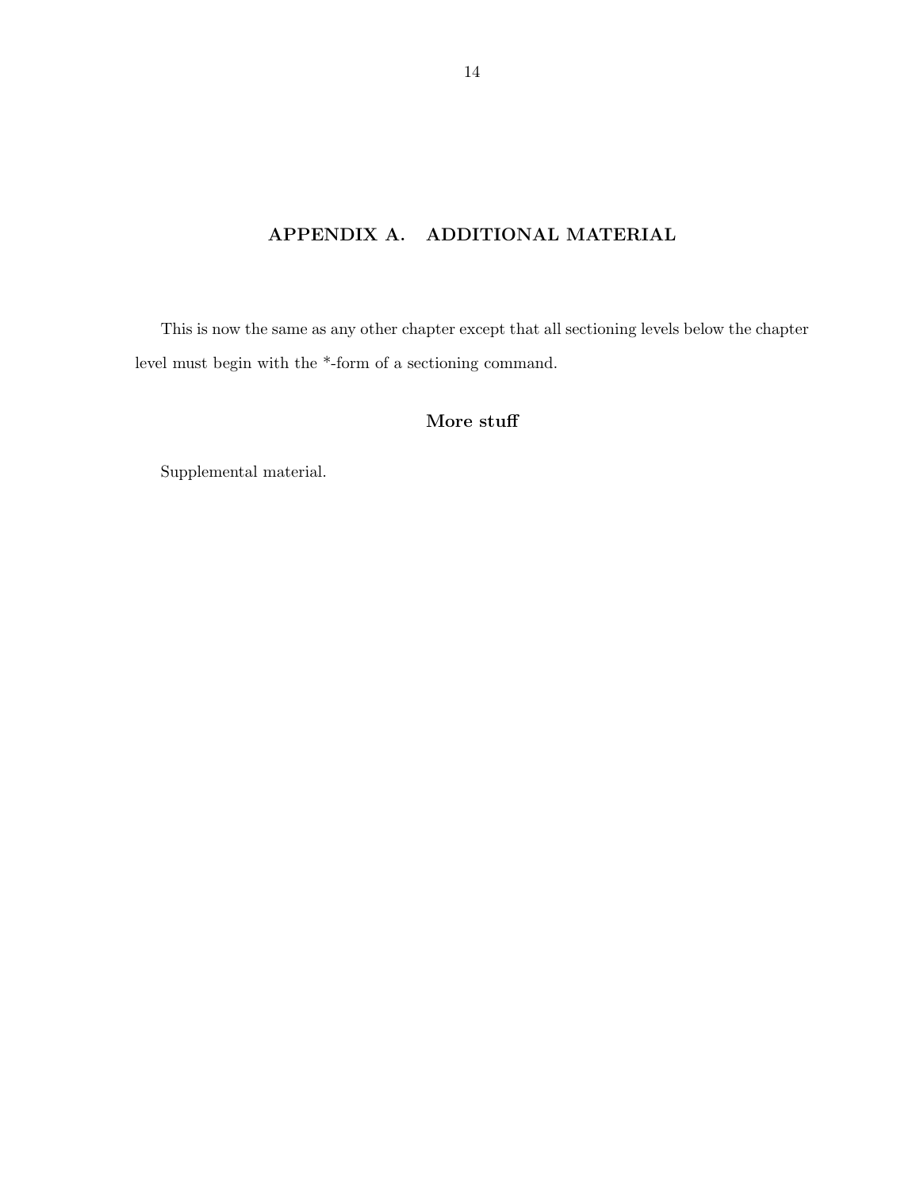# APPENDIX A. ADDITIONAL MATERIAL

This is now the same as any other chapter except that all sectioning levels below the chapter level must begin with the *-form of a sectioning command.

## More stuff

Supplemental material.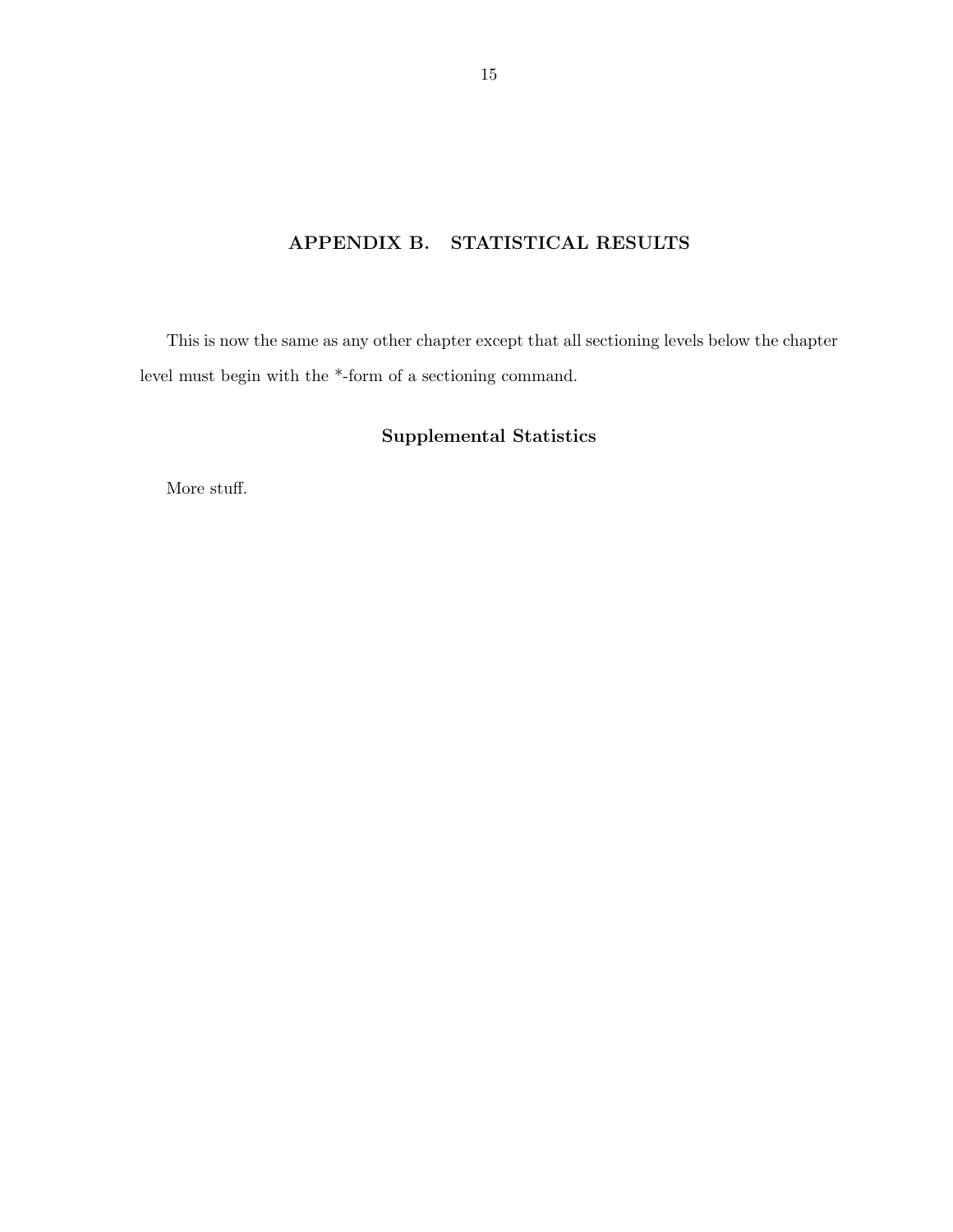# APPENDIX B. STATISTICAL RESULTS

This is now the same as any other chapter except that all sectioning levels below the chapter level must begin with the *-form of a sectioning command.

## Supplemental Statistics

More stuff.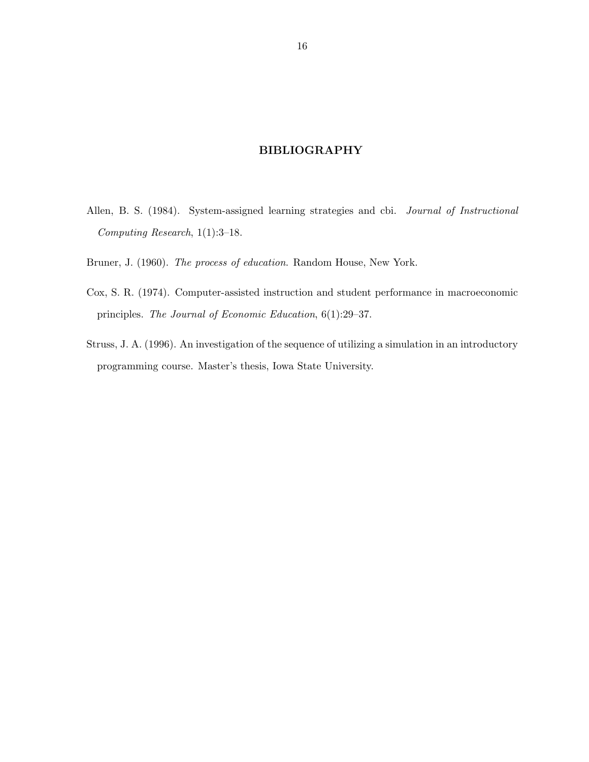# BIBLIOGRAPHY

Allen, B. S. (1984). System-assigned learning strategies and cbi. *Journal of Instructional Computing Research*, 1(1):3–18.

Bruner, J. (1960). *The process of education*. Random House, New York.

Cox, S. R. (1974). Computer-assisted instruction and student performance in macroeconomic principles. *The Journal of Economic Education*, 6(1):29–37.

Struss, J. A. (1996). An investigation of the sequence of utilizing a simulation in an introductory programming course. Master's thesis, Iowa State University.